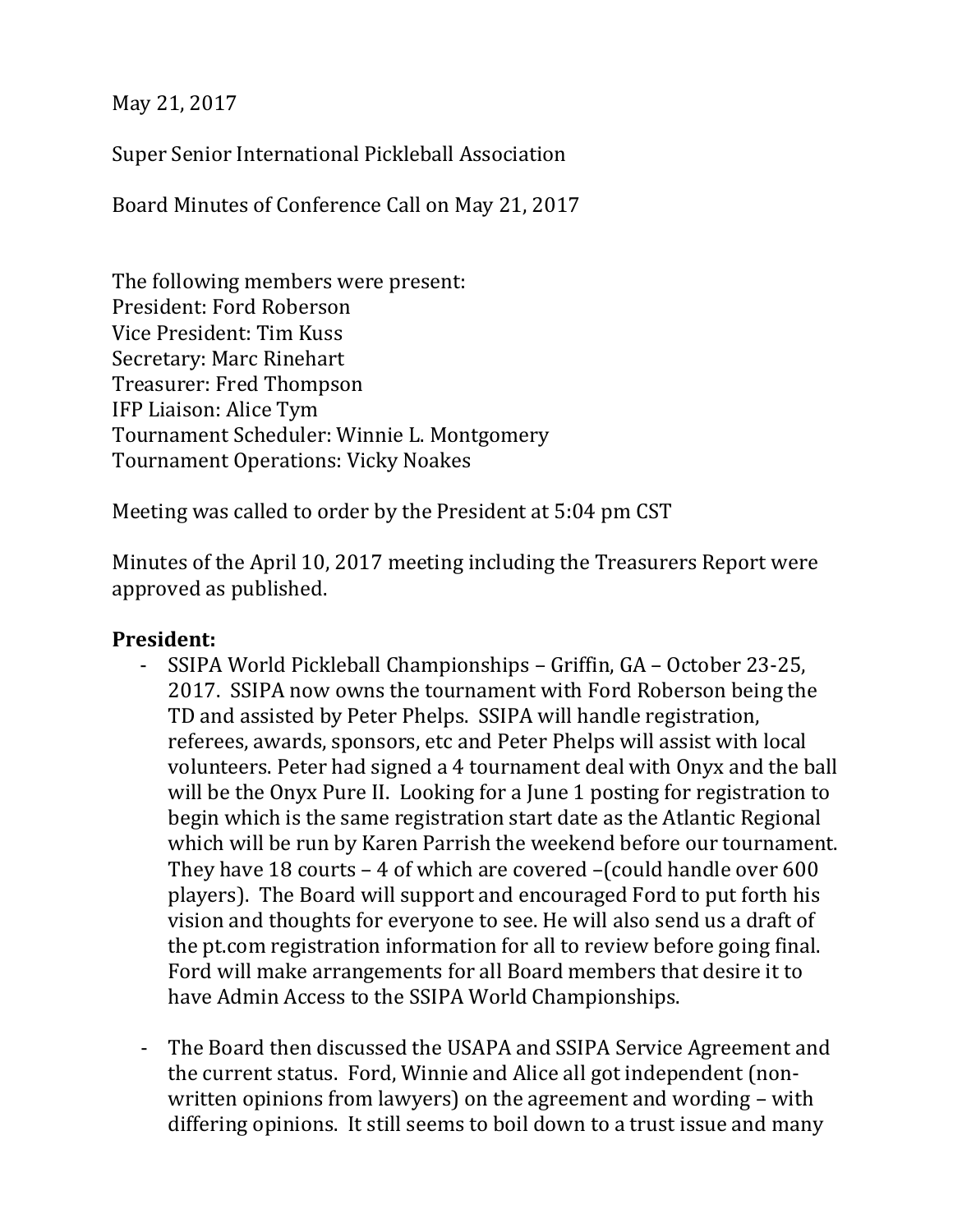May 21, 2017

Super Senior International Pickleball Association

Board Minutes of Conference Call on May 21, 2017

The following members were present:
President: Ford Roberson
Vice President: Tim Kuss
Secretary: Marc Rinehart
Treasurer: Fred Thompson
IFP Liaison: Alice Tym
Tournament Scheduler: Winnie L. Montgomery
Tournament Operations: Vicky Noakes

Meeting was called to order by the President at 5:04 pm CST

Minutes of the April 10, 2017 meeting including the Treasurers Report were approved as published.

**President:**

- SSIPA World Pickleball Championships – Griffin, GA – October 23-25, 2017. SSIPA now owns the tournament with Ford Roberson being the TD and assisted by Peter Phelps. SSIPA will handle registration, referees, awards, sponsors, etc and Peter Phelps will assist with local volunteers. Peter had signed a 4 tournament deal with Onyx and the ball will be the Onyx Pure II. Looking for a June 1 posting for registration to begin which is the same registration start date as the Atlantic Regional which will be run by Karen Parrish the weekend before our tournament. They have 18 courts – 4 of which are covered –(could handle over 600 players). The Board will support and encouraged Ford to put forth his vision and thoughts for everyone to see. He will also send us a draft of the pt.com registration information for all to review before going final. Ford will make arrangements for all Board members that desire it to have Admin Access to the SSIPA World Championships.

- The Board then discussed the USAPA and SSIPA Service Agreement and the current status. Ford, Winnie and Alice all got independent (non-written opinions from lawyers) on the agreement and wording – with differing opinions. It still seems to boil down to a trust issue and many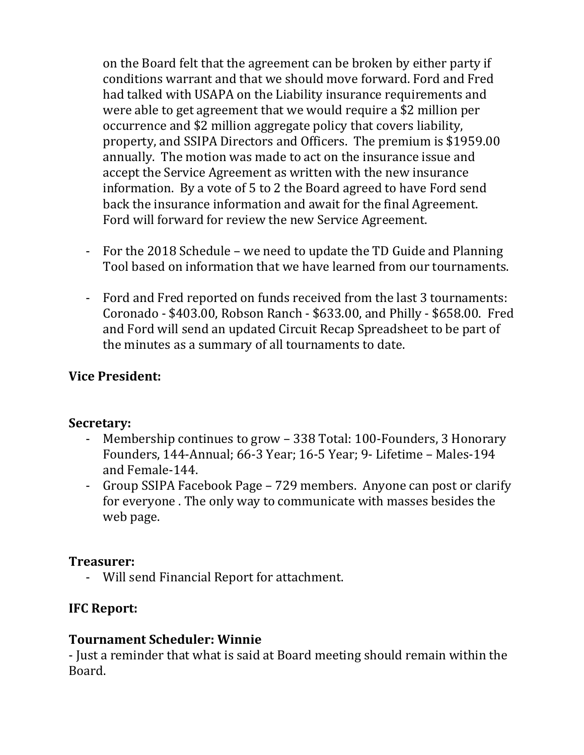on the Board felt that the agreement can be broken by either party if conditions warrant and that we should move forward. Ford and Fred had talked with USAPA on the Liability insurance requirements and were able to get agreement that we would require a $2 million per occurrence and $2 million aggregate policy that covers liability, property, and SSIPA Directors and Officers. The premium is $1959.00 annually. The motion was made to act on the insurance issue and accept the Service Agreement as written with the new insurance information. By a vote of 5 to 2 the Board agreed to have Ford send back the insurance information and await for the final Agreement. Ford will forward for review the new Service Agreement.

- For the 2018 Schedule – we need to update the TD Guide and Planning Tool based on information that we have learned from our tournaments.

- Ford and Fred reported on funds received from the last 3 tournaments: Coronado - $403.00, Robson Ranch - $633.00, and Philly - $658.00. Fred and Ford will send an updated Circuit Recap Spreadsheet to be part of the minutes as a summary of all tournaments to date.

**Vice President:**

**Secretary:**

- Membership continues to grow – 338 Total: 100-Founders, 3 Honorary Founders, 144-Annual; 66-3 Year; 16-5 Year; 9- Lifetime – Males-194 and Female-144.
- Group SSIPA Facebook Page – 729 members. Anyone can post or clarify for everyone . The only way to communicate with masses besides the web page.

**Treasurer:**

- Will send Financial Report for attachment.

**IFC Report:**

**Tournament Scheduler: Winnie**

- Just a reminder that what is said at Board meeting should remain within the Board.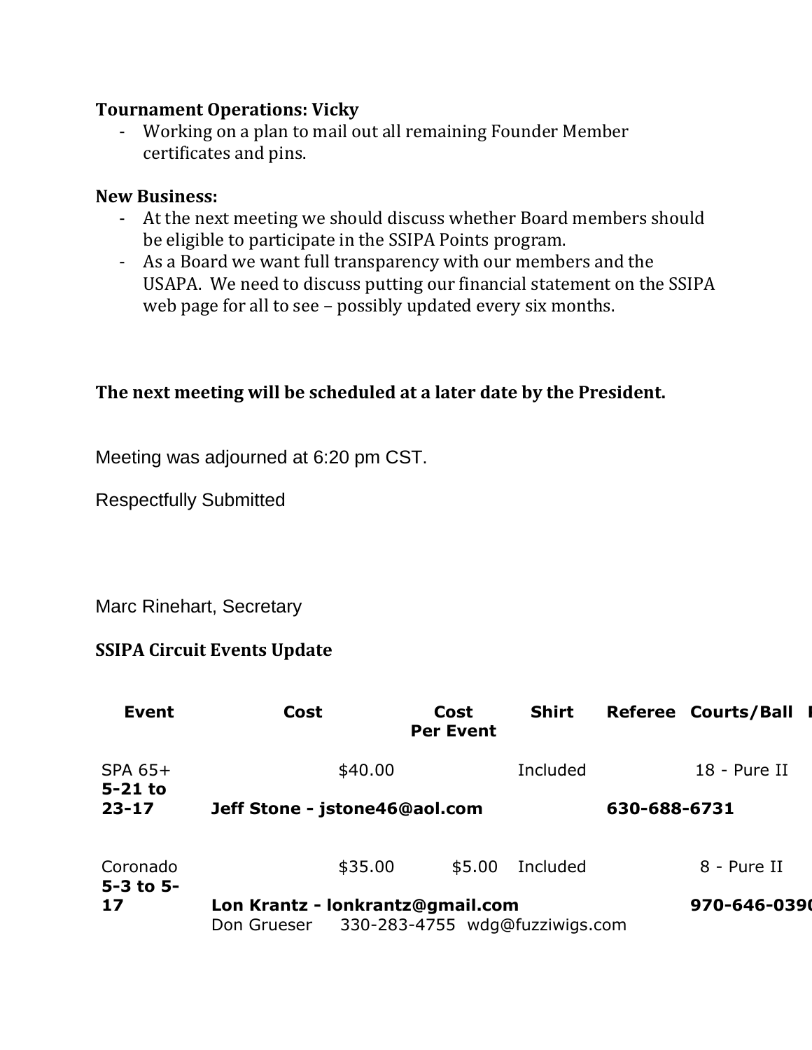**Tournament Operations: Vicky**

- Working on a plan to mail out all remaining Founder Member certificates and pins.

**New Business:**

- At the next meeting we should discuss whether Board members should be eligible to participate in the SSIPA Points program.
- As a Board we want full transparency with our members and the USAPA. We need to discuss putting our financial statement on the SSIPA web page for all to see – possibly updated every six months.

**The next meeting will be scheduled at a later date by the President.**

Meeting was adjourned at 6:20 pm CST.

Respectfully Submitted

Marc Rinehart, Secretary

**SSIPA Circuit Events Update**

| Event | Cost | Cost Per Event | Shirt | Referee | Courts/Ball |
|---|---|---|---|---|---|
| SPA 65+ **5-21 to 23-17** | $40.00 | | Included | | 18 - Pure II |
| | **Jeff Stone - jstone46@aol.com** | | | **630-688-6731** | |
| Coronado **5-3 to 5-17** | $35.00 | $5.00 | Included | | 8 - Pure II |
| | **Lon Krantz - lonkrantz@gmail.com** | | | | **970-646-0390** |
| | Don Grueser 330-283-4755 wdg@fuzziwigs.com | | | | |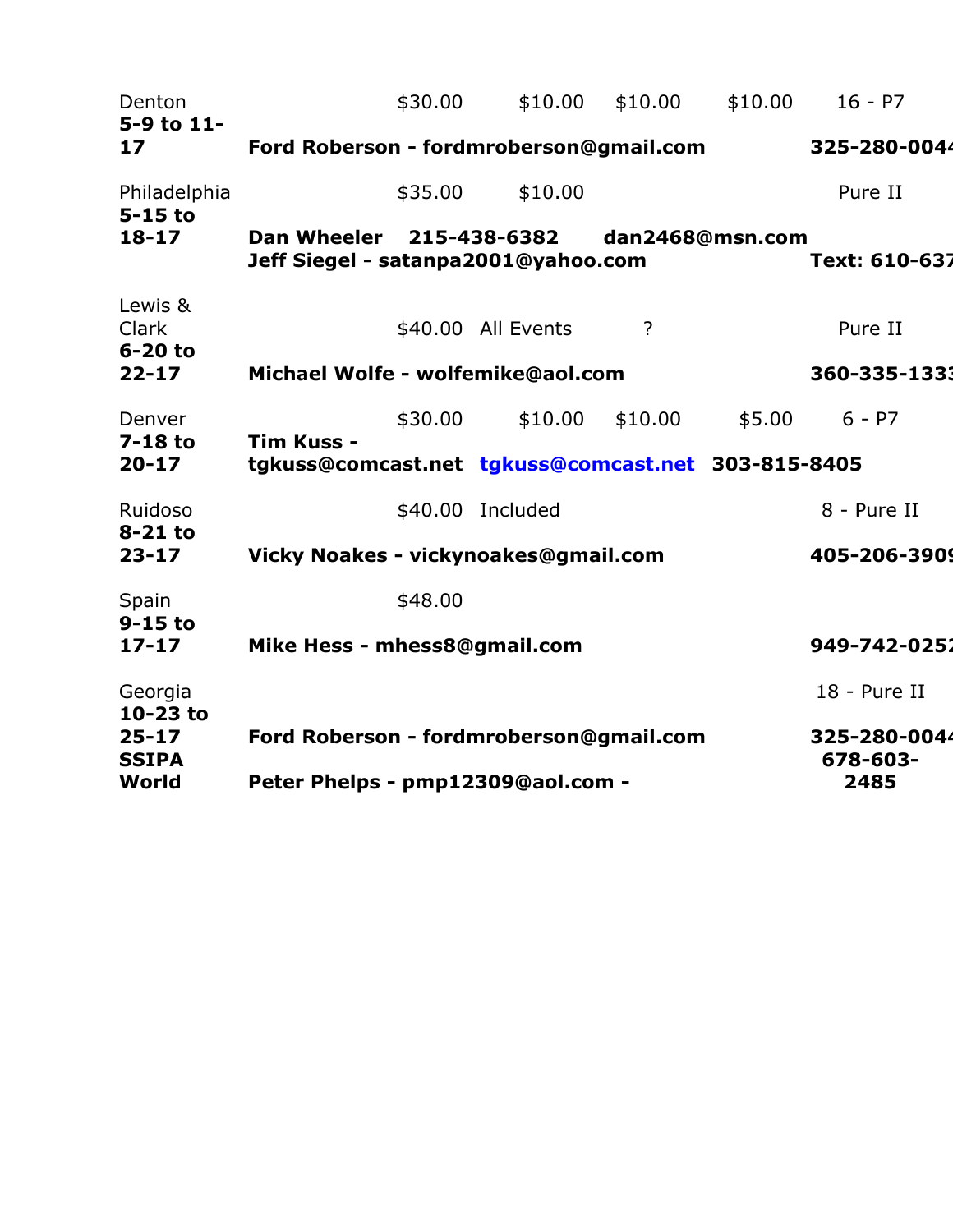| | | | | | | |
|---|---|---|---|---|---|---|
| Denton **5-9 to 11-17** | | $30.00 | $10.00 | $10.00 | $10.00 | 16 - P7 |
| | **Ford Roberson - fordmroberson@gmail.com** | | | | | **325-280-0044** |
| Philadelphia **5-15 to 18-17** | | $35.00 | $10.00 | | | Pure II |
| | **Dan Wheeler 215-438-6382 dan2468@msn.com** | | | | | |
| | **Jeff Siegel - satanpa2001@yahoo.com** | | | | | **Text: 610-637** |
| Lewis & Clark **6-20 to 22-17** | | $40.00 | All Events | ? | | Pure II |
| | **Michael Wolfe - wolfemike@aol.com** | | | | | **360-335-1333** |
| Denver **7-18 to 20-17** | | $30.00 | $10.00 | $10.00 | $5.00 | 6 - P7 |
| | **Tim Kuss - tgkuss@comcast.net tgkuss@comcast.net 303-815-8405** | | | | | |
| Ruidoso **8-21 to 23-17** | | $40.00 | Included | | | 8 - Pure II |
| | **Vicky Noakes - vickynoakes@gmail.com** | | | | | **405-206-3909** |
| Spain **9-15 to 17-17** | | $48.00 | | | | |
| | **Mike Hess - mhess8@gmail.com** | | | | | **949-742-0252** |
| Georgia **10-23 to 25-17** | | | | | | 18 - Pure II |
| | **Ford Roberson - fordmroberson@gmail.com** | | | | | **325-280-0044** |
| **SSIPA World** | **Peter Phelps - pmp12309@aol.com -** | | | | | **678-603-2485** |